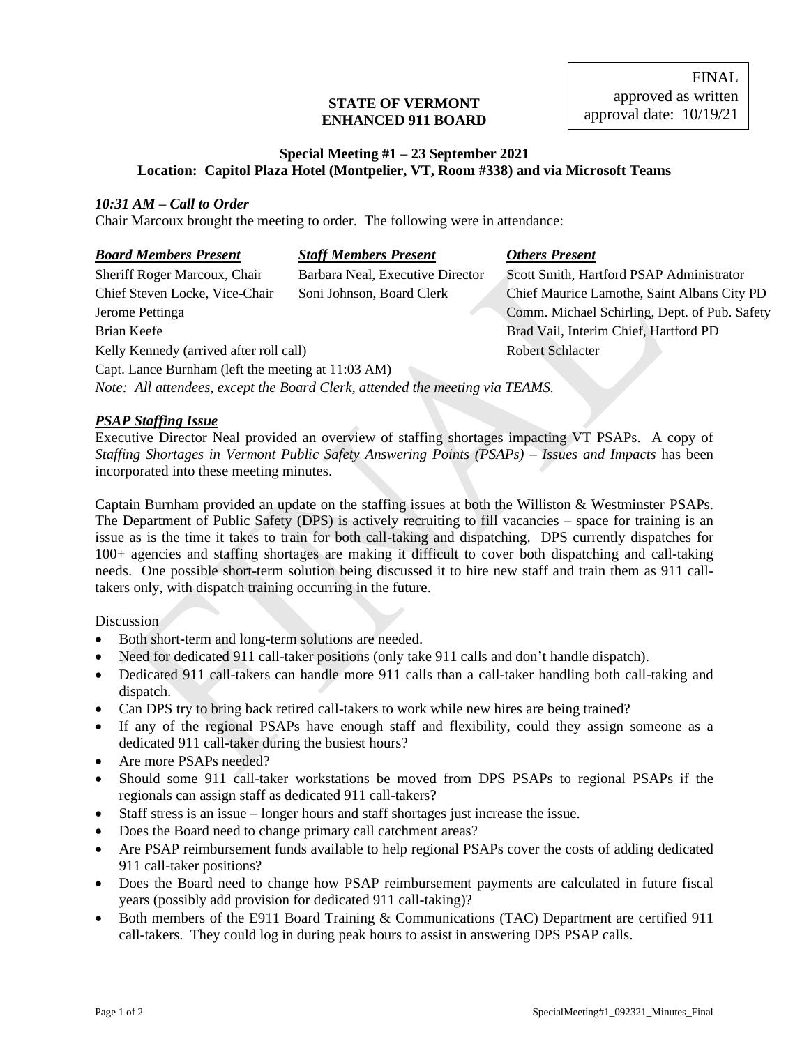FINAL
approved as written
approval date: 10/19/21

**STATE OF VERMONT**
**ENHANCED 911 BOARD**

**Special Meeting #1 – 23 September 2021**
**Location: Capitol Plaza Hotel (Montpelier, VT, Room #338) and via Microsoft Teams**

***10:31 AM – Call to Order***
Chair Marcoux brought the meeting to order. The following were in attendance:

| ***Board Members Present*** | ***Staff Members Present*** | ***Others Present*** |
|---|---|---|
| Sheriff Roger Marcoux, Chair | Barbara Neal, Executive Director | Scott Smith, Hartford PSAP Administrator |
| Chief Steven Locke, Vice-Chair | Soni Johnson, Board Clerk | Chief Maurice Lamothe, Saint Albans City PD |
| Jerome Pettinga | | Comm. Michael Schirling, Dept. of Pub. Safety |
| Brian Keefe | | Brad Vail, Interim Chief, Hartford PD |
| Kelly Kennedy (arrived after roll call) | | Robert Schlacter |
| Capt. Lance Burnham (left the meeting at 11:03 AM) | | |

*Note: All attendees, except the Board Clerk, attended the meeting via TEAMS.*

***PSAP Staffing Issue***
Executive Director Neal provided an overview of staffing shortages impacting VT PSAPs. A copy of *Staffing Shortages in Vermont Public Safety Answering Points (PSAPs) – Issues and Impacts* has been incorporated into these meeting minutes.

Captain Burnham provided an update on the staffing issues at both the Williston & Westminster PSAPs. The Department of Public Safety (DPS) is actively recruiting to fill vacancies – space for training is an issue as is the time it takes to train for both call-taking and dispatching. DPS currently dispatches for 100+ agencies and staffing shortages are making it difficult to cover both dispatching and call-taking needs. One possible short-term solution being discussed it to hire new staff and train them as 911 call-takers only, with dispatch training occurring in the future.

Discussion

- Both short-term and long-term solutions are needed.
- Need for dedicated 911 call-taker positions (only take 911 calls and don't handle dispatch).
- Dedicated 911 call-takers can handle more 911 calls than a call-taker handling both call-taking and dispatch.
- Can DPS try to bring back retired call-takers to work while new hires are being trained?
- If any of the regional PSAPs have enough staff and flexibility, could they assign someone as a dedicated 911 call-taker during the busiest hours?
- Are more PSAPs needed?
- Should some 911 call-taker workstations be moved from DPS PSAPs to regional PSAPs if the regionals can assign staff as dedicated 911 call-takers?
- Staff stress is an issue – longer hours and staff shortages just increase the issue.
- Does the Board need to change primary call catchment areas?
- Are PSAP reimbursement funds available to help regional PSAPs cover the costs of adding dedicated 911 call-taker positions?
- Does the Board need to change how PSAP reimbursement payments are calculated in future fiscal years (possibly add provision for dedicated 911 call-taking)?
- Both members of the E911 Board Training & Communications (TAC) Department are certified 911 call-takers. They could log in during peak hours to assist in answering DPS PSAP calls.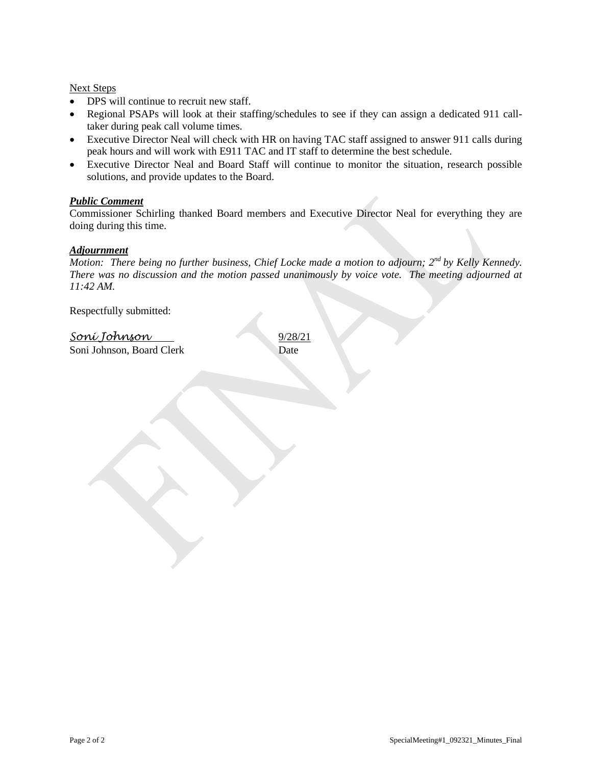Next Steps

- DPS will continue to recruit new staff.
- Regional PSAPs will look at their staffing/schedules to see if they can assign a dedicated 911 call-taker during peak call volume times.
- Executive Director Neal will check with HR on having TAC staff assigned to answer 911 calls during peak hours and will work with E911 TAC and IT staff to determine the best schedule.
- Executive Director Neal and Board Staff will continue to monitor the situation, research possible solutions, and provide updates to the Board.

### ***Public Comment***

Commissioner Schirling thanked Board members and Executive Director Neal for everything they are doing during this time.

### ***Adjournment***

*Motion: There being no further business, Chief Locke made a motion to adjourn; 2nd by Kelly Kennedy. There was no discussion and the motion passed unanimously by voice vote. The meeting adjourned at 11:42 AM.*

Respectfully submitted:

Soni Johnson — 9/28/21

Soni Johnson, Board Clerk — Date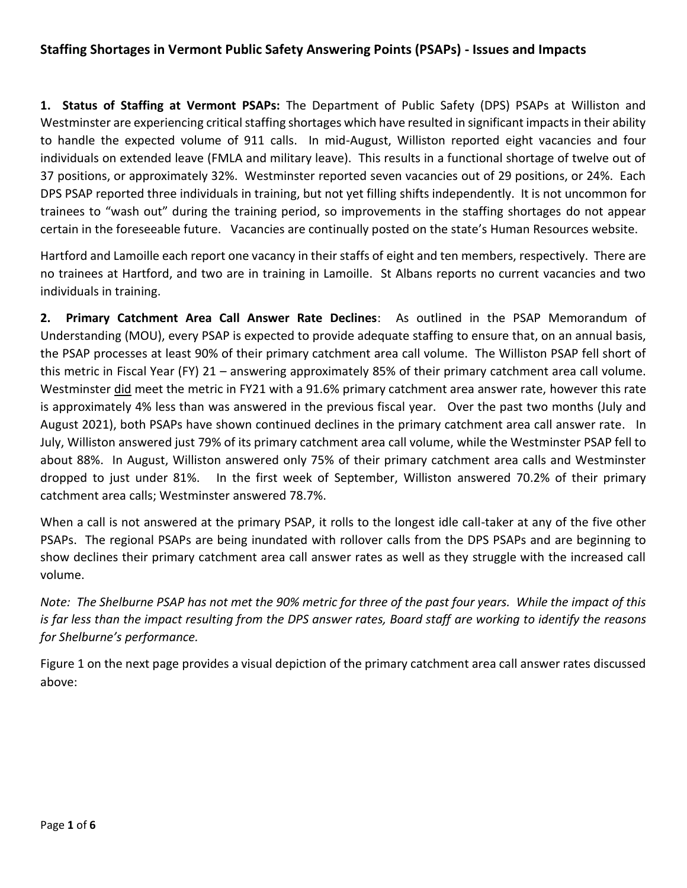## Staffing Shortages in Vermont Public Safety Answering Points (PSAPs) - Issues and Impacts

**1. Status of Staffing at Vermont PSAPs:** The Department of Public Safety (DPS) PSAPs at Williston and Westminster are experiencing critical staffing shortages which have resulted in significant impacts in their ability to handle the expected volume of 911 calls. In mid-August, Williston reported eight vacancies and four individuals on extended leave (FMLA and military leave). This results in a functional shortage of twelve out of 37 positions, or approximately 32%. Westminster reported seven vacancies out of 29 positions, or 24%. Each DPS PSAP reported three individuals in training, but not yet filling shifts independently. It is not uncommon for trainees to "wash out" during the training period, so improvements in the staffing shortages do not appear certain in the foreseeable future. Vacancies are continually posted on the state's Human Resources website.

Hartford and Lamoille each report one vacancy in their staffs of eight and ten members, respectively. There are no trainees at Hartford, and two are in training in Lamoille. St Albans reports no current vacancies and two individuals in training.

**2. Primary Catchment Area Call Answer Rate Declines**: As outlined in the PSAP Memorandum of Understanding (MOU), every PSAP is expected to provide adequate staffing to ensure that, on an annual basis, the PSAP processes at least 90% of their primary catchment area call volume. The Williston PSAP fell short of this metric in Fiscal Year (FY) 21 – answering approximately 85% of their primary catchment area call volume. Westminster did meet the metric in FY21 with a 91.6% primary catchment area answer rate, however this rate is approximately 4% less than was answered in the previous fiscal year. Over the past two months (July and August 2021), both PSAPs have shown continued declines in the primary catchment area call answer rate. In July, Williston answered just 79% of its primary catchment area call volume, while the Westminster PSAP fell to about 88%. In August, Williston answered only 75% of their primary catchment area calls and Westminster dropped to just under 81%. In the first week of September, Williston answered 70.2% of their primary catchment area calls; Westminster answered 78.7%.

When a call is not answered at the primary PSAP, it rolls to the longest idle call-taker at any of the five other PSAPs. The regional PSAPs are being inundated with rollover calls from the DPS PSAPs and are beginning to show declines their primary catchment area call answer rates as well as they struggle with the increased call volume.

*Note: The Shelburne PSAP has not met the 90% metric for three of the past four years. While the impact of this is far less than the impact resulting from the DPS answer rates, Board staff are working to identify the reasons for Shelburne's performance.*

Figure 1 on the next page provides a visual depiction of the primary catchment area call answer rates discussed above: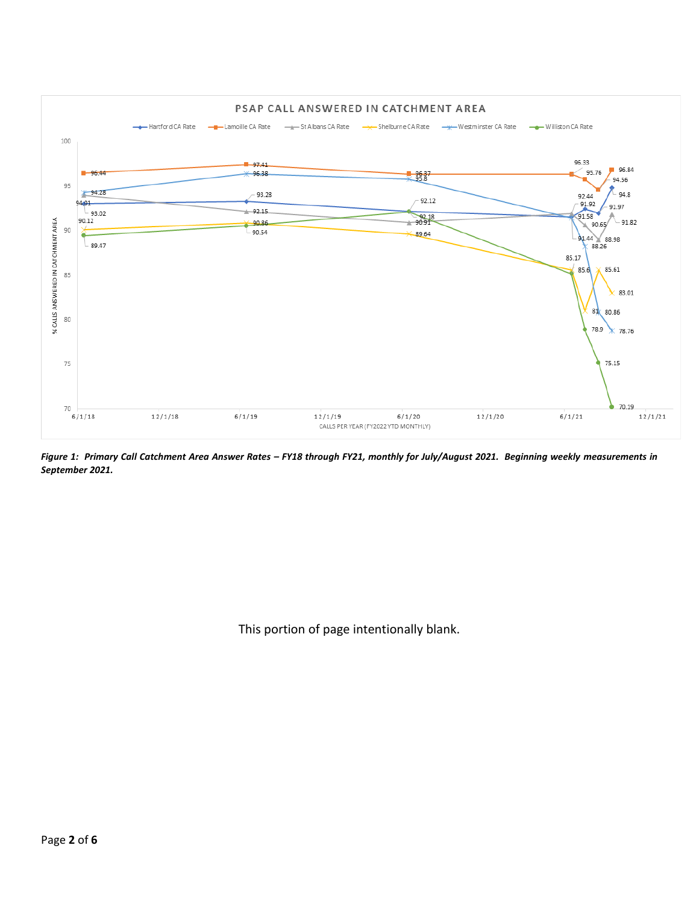**PSAP CALL ANSWERED IN CATCHMENT AREA**

*Figure 1: Primary Call Catchment Area Answer Rates – FY18 through FY21, monthly for July/August 2021. Beginning weekly measurements in September 2021.*

This portion of page intentionally blank.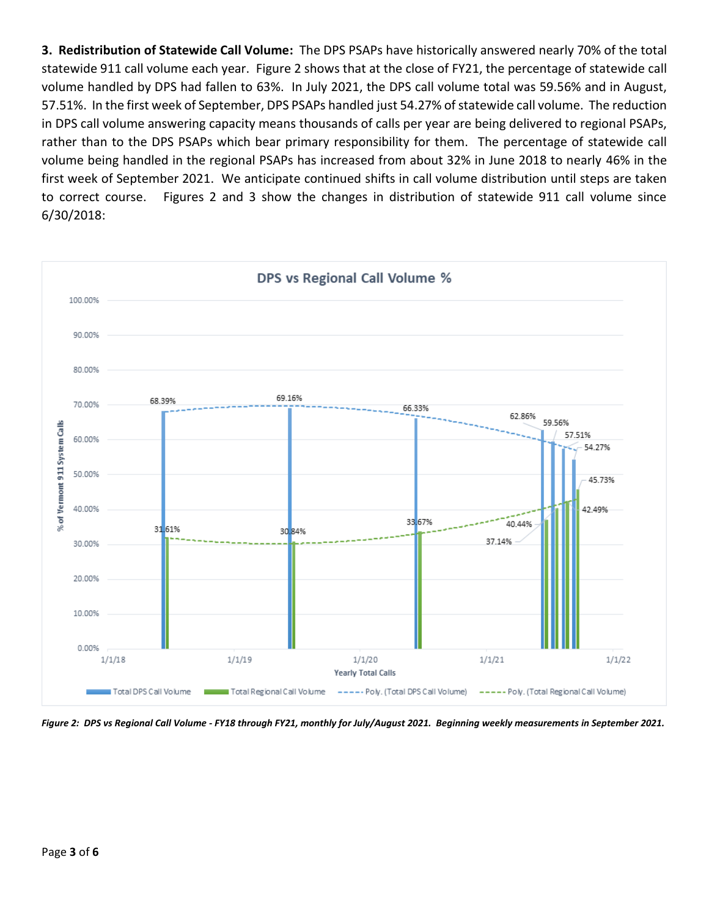**3. Redistribution of Statewide Call Volume:** The DPS PSAPs have historically answered nearly 70% of the total statewide 911 call volume each year. Figure 2 shows that at the close of FY21, the percentage of statewide call volume handled by DPS had fallen to 63%. In July 2021, the DPS call volume total was 59.56% and in August, 57.51%. In the first week of September, DPS PSAPs handled just 54.27% of statewide call volume. The reduction in DPS call volume answering capacity means thousands of calls per year are being delivered to regional PSAPs, rather than to the DPS PSAPs which bear primary responsibility for them. The percentage of statewide call volume being handled in the regional PSAPs has increased from about 32% in June 2018 to nearly 46% in the first week of September 2021. We anticipate continued shifts in call volume distribution until steps are taken to correct course. Figures 2 and 3 show the changes in distribution of statewide 911 call volume since 6/30/2018:

*Figure 2: DPS vs Regional Call Volume - FY18 through FY21, monthly for July/August 2021. Beginning weekly measurements in September 2021.*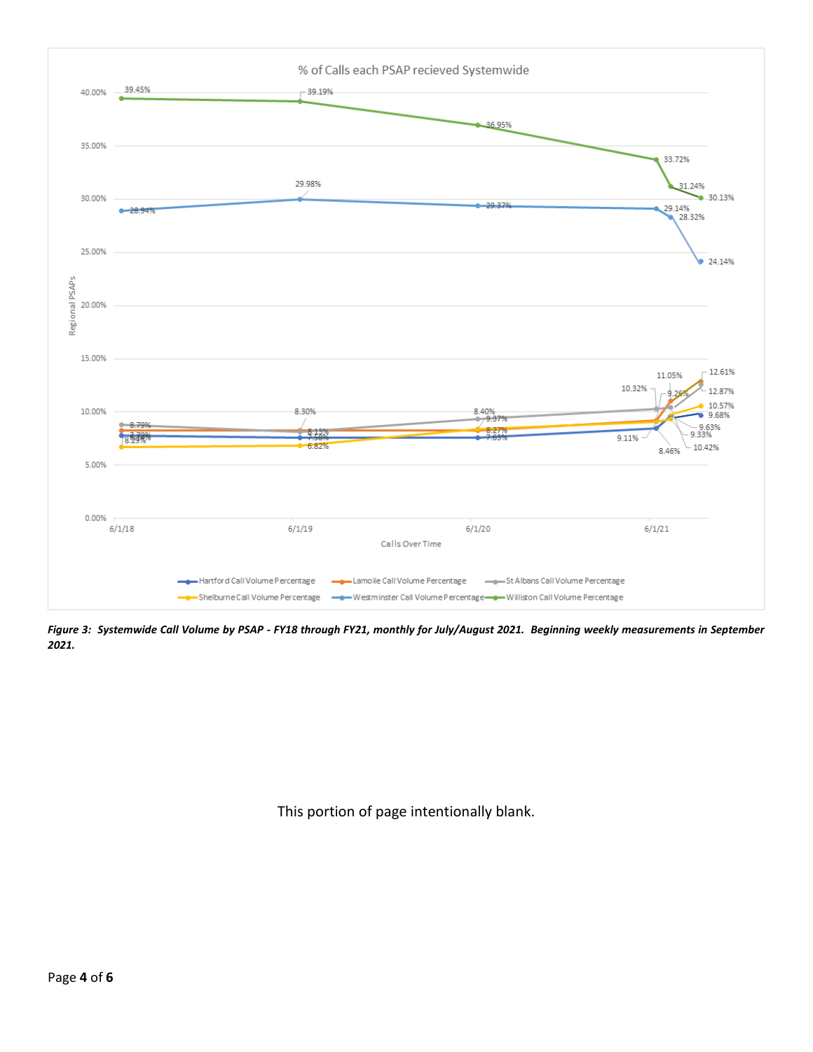% of Calls each PSAP recieved Systemwide

*Figure 3: Systemwide Call Volume by PSAP - FY18 through FY21, monthly for July/August 2021. Beginning weekly measurements in September 2021.*

This portion of page intentionally blank.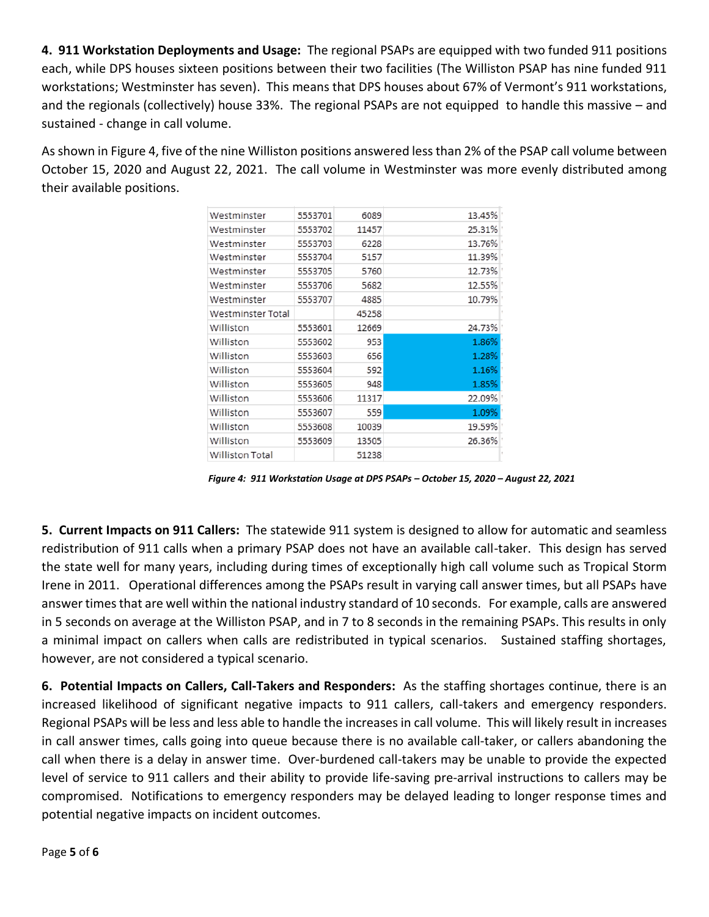**4. 911 Workstation Deployments and Usage:** The regional PSAPs are equipped with two funded 911 positions each, while DPS houses sixteen positions between their two facilities (The Williston PSAP has nine funded 911 workstations; Westminster has seven). This means that DPS houses about 67% of Vermont's 911 workstations, and the regionals (collectively) house 33%. The regional PSAPs are not equipped to handle this massive – and sustained - change in call volume.

As shown in Figure 4, five of the nine Williston positions answered less than 2% of the PSAP call volume between October 15, 2020 and August 22, 2021. The call volume in Westminster was more evenly distributed among their available positions.

| | | | |
|---|---|---|---|
| Westminster | 5553701 | 6089 | 13.45% |
| Westminster | 5553702 | 11457 | 25.31% |
| Westminster | 5553703 | 6228 | 13.76% |
| Westminster | 5553704 | 5157 | 11.39% |
| Westminster | 5553705 | 5760 | 12.73% |
| Westminster | 5553706 | 5682 | 12.55% |
| Westminster | 5553707 | 4885 | 10.79% |
| Westminster Total | | 45258 | |
| Williston | 5553601 | 12669 | 24.73% |
| Williston | 5553602 | 953 | 1.86% |
| Williston | 5553603 | 656 | 1.28% |
| Williston | 5553604 | 592 | 1.16% |
| Williston | 5553605 | 948 | 1.85% |
| Williston | 5553606 | 11317 | 22.09% |
| Williston | 5553607 | 559 | 1.09% |
| Williston | 5553608 | 10039 | 19.59% |
| Williston | 5553609 | 13505 | 26.36% |
| Williston Total | | 51238 | |

***Figure 4: 911 Workstation Usage at DPS PSAPs – October 15, 2020 – August 22, 2021***

**5. Current Impacts on 911 Callers:** The statewide 911 system is designed to allow for automatic and seamless redistribution of 911 calls when a primary PSAP does not have an available call-taker. This design has served the state well for many years, including during times of exceptionally high call volume such as Tropical Storm Irene in 2011. Operational differences among the PSAPs result in varying call answer times, but all PSAPs have answer times that are well within the national industry standard of 10 seconds. For example, calls are answered in 5 seconds on average at the Williston PSAP, and in 7 to 8 seconds in the remaining PSAPs. This results in only a minimal impact on callers when calls are redistributed in typical scenarios. Sustained staffing shortages, however, are not considered a typical scenario.

**6. Potential Impacts on Callers, Call-Takers and Responders:** As the staffing shortages continue, there is an increased likelihood of significant negative impacts to 911 callers, call-takers and emergency responders. Regional PSAPs will be less and less able to handle the increases in call volume. This will likely result in increases in call answer times, calls going into queue because there is no available call-taker, or callers abandoning the call when there is a delay in answer time. Over-burdened call-takers may be unable to provide the expected level of service to 911 callers and their ability to provide life-saving pre-arrival instructions to callers may be compromised. Notifications to emergency responders may be delayed leading to longer response times and potential negative impacts on incident outcomes.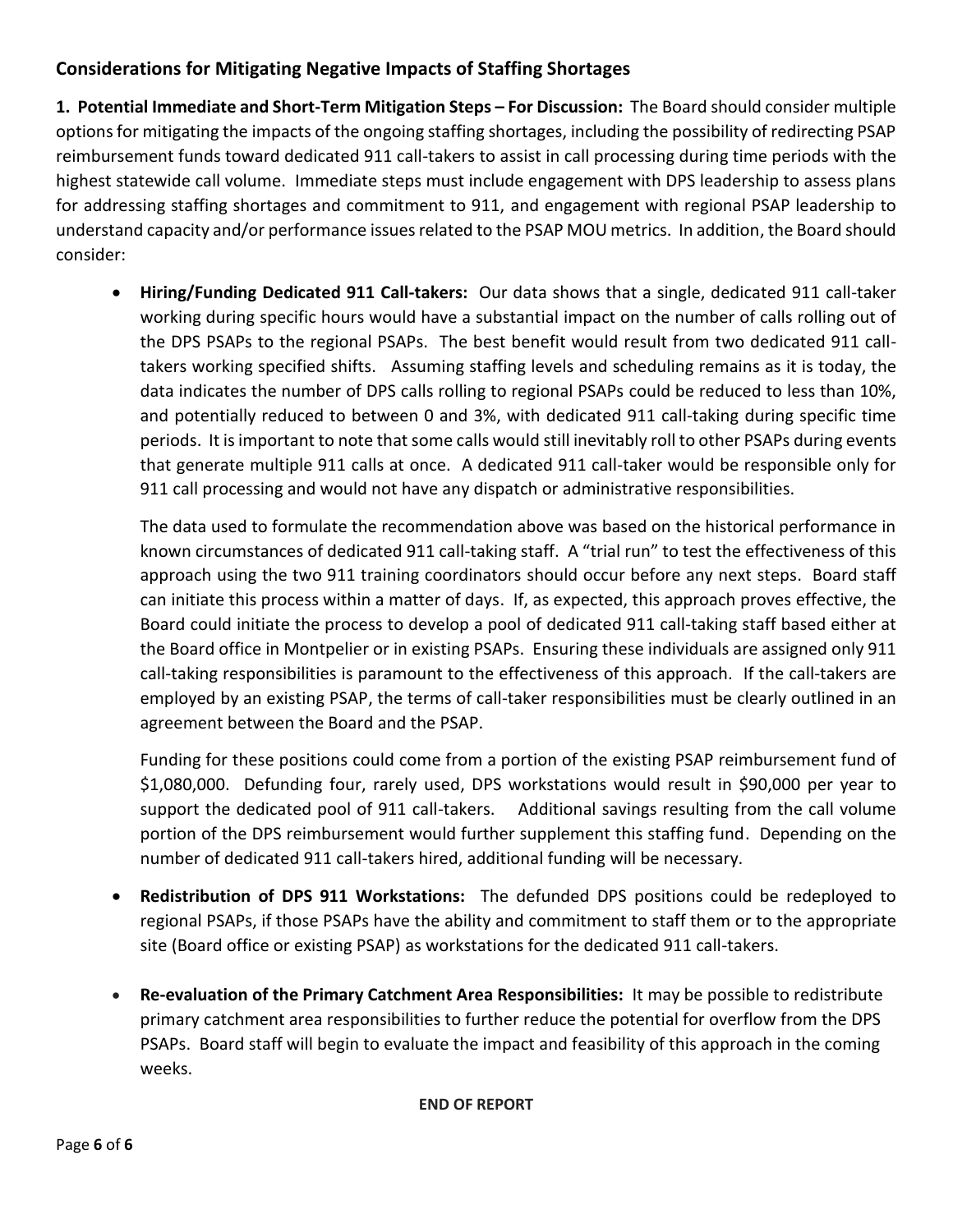## Considerations for Mitigating Negative Impacts of Staffing Shortages

**1. Potential Immediate and Short-Term Mitigation Steps – For Discussion:** The Board should consider multiple options for mitigating the impacts of the ongoing staffing shortages, including the possibility of redirecting PSAP reimbursement funds toward dedicated 911 call-takers to assist in call processing during time periods with the highest statewide call volume. Immediate steps must include engagement with DPS leadership to assess plans for addressing staffing shortages and commitment to 911, and engagement with regional PSAP leadership to understand capacity and/or performance issues related to the PSAP MOU metrics. In addition, the Board should consider:

- **Hiring/Funding Dedicated 911 Call-takers:** Our data shows that a single, dedicated 911 call-taker working during specific hours would have a substantial impact on the number of calls rolling out of the DPS PSAPs to the regional PSAPs. The best benefit would result from two dedicated 911 call-takers working specified shifts. Assuming staffing levels and scheduling remains as it is today, the data indicates the number of DPS calls rolling to regional PSAPs could be reduced to less than 10%, and potentially reduced to between 0 and 3%, with dedicated 911 call-taking during specific time periods. It is important to note that some calls would still inevitably roll to other PSAPs during events that generate multiple 911 calls at once. A dedicated 911 call-taker would be responsible only for 911 call processing and would not have any dispatch or administrative responsibilities.

  The data used to formulate the recommendation above was based on the historical performance in known circumstances of dedicated 911 call-taking staff. A "trial run" to test the effectiveness of this approach using the two 911 training coordinators should occur before any next steps. Board staff can initiate this process within a matter of days. If, as expected, this approach proves effective, the Board could initiate the process to develop a pool of dedicated 911 call-taking staff based either at the Board office in Montpelier or in existing PSAPs. Ensuring these individuals are assigned only 911 call-taking responsibilities is paramount to the effectiveness of this approach. If the call-takers are employed by an existing PSAP, the terms of call-taker responsibilities must be clearly outlined in an agreement between the Board and the PSAP.

  Funding for these positions could come from a portion of the existing PSAP reimbursement fund of $1,080,000. Defunding four, rarely used, DPS workstations would result in $90,000 per year to support the dedicated pool of 911 call-takers. Additional savings resulting from the call volume portion of the DPS reimbursement would further supplement this staffing fund. Depending on the number of dedicated 911 call-takers hired, additional funding will be necessary.

- **Redistribution of DPS 911 Workstations:** The defunded DPS positions could be redeployed to regional PSAPs, if those PSAPs have the ability and commitment to staff them or to the appropriate site (Board office or existing PSAP) as workstations for the dedicated 911 call-takers.

- **Re-evaluation of the Primary Catchment Area Responsibilities:** It may be possible to redistribute primary catchment area responsibilities to further reduce the potential for overflow from the DPS PSAPs. Board staff will begin to evaluate the impact and feasibility of this approach in the coming weeks.

**END OF REPORT**